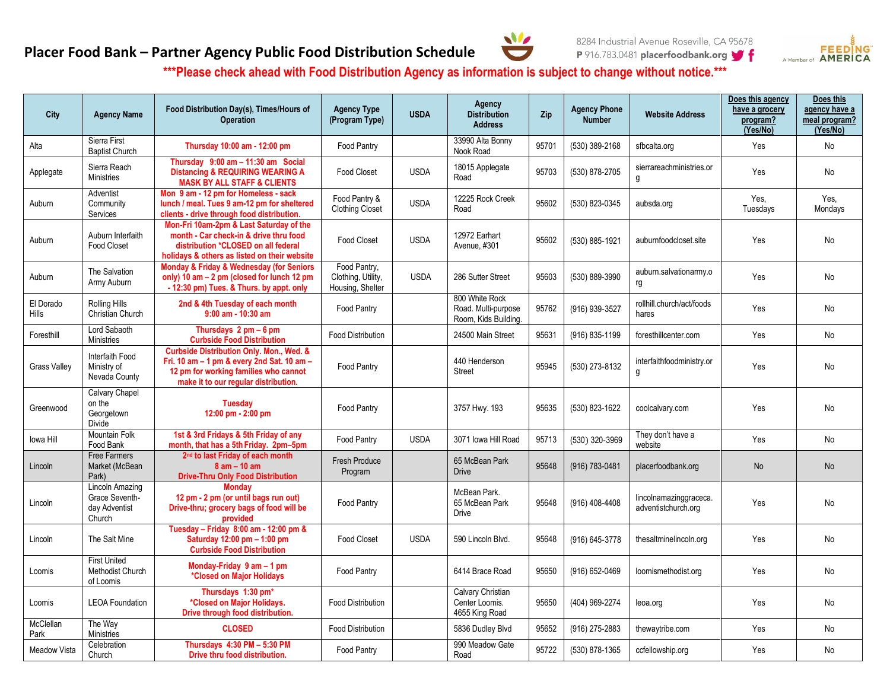# Placer Food Bank – Partner Agency Public Food Distribution Schedule

8284 Industrial Avenue Roseville, CA 95678
P 916.783.0481 placerfoodbank.org

A Member of FEEDING AMERICA

**\*\*\*Please check ahead with Food Distribution Agency as information is subject to change without notice.\*\*\***

| City | Agency Name | Food Distribution Day(s), Times/Hours of Operation | Agency Type (Program Type) | USDA | Agency Distribution Address | Zip | Agency Phone Number | Website Address | Does this agency have a grocery program? (Yes/No) | Does this agency have a meal program? (Yes/No) |
|---|---|---|---|---|---|---|---|---|---|---|
| Alta | Sierra First Baptist Church | **Thursday 10:00 am - 12:00 pm** | Food Pantry | | 33990 Alta Bonny Nook Road | 95701 | (530) 389-2168 | sfbcalta.org | Yes | No |
| Applegate | Sierra Reach Ministries | **Thursday 9:00 am – 11:30 am Social Distancing & REQUIRING WEARING A MASK BY ALL STAFF & CLIENTS** | Food Closet | USDA | 18015 Applegate Road | 95703 | (530) 878-2705 | sierrareachministries.org | Yes | No |
| Auburn | Adventist Community Services | **Mon 9 am - 12 pm for Homeless - sack lunch / meal. Tues 9 am-12 pm for sheltered clients - drive through food distribution.** | Food Pantry & Clothing Closet | USDA | 12225 Rock Creek Road | 95602 | (530) 823-0345 | aubsda.org | Yes, Tuesdays | Yes, Mondays |
| Auburn | Auburn Interfaith Food Closet | **Mon-Fri 10am-2pm & Last Saturday of the month - Car check-in & drive thru food distribution \*CLOSED on all federal holidays & others as listed on their website** | Food Closet | USDA | 12972 Earhart Avenue, #301 | 95602 | (530) 885-1921 | auburnfoodcloset.site | Yes | No |
| Auburn | The Salvation Army Auburn | **Monday & Friday & Wednesday (for Seniors only) 10 am – 2 pm (closed for lunch 12 pm - 12:30 pm) Tues. & Thurs. by appt. only** | Food Pantry, Clothing, Utility, Housing, Shelter | USDA | 286 Sutter Street | 95603 | (530) 889-3990 | auburn.salvationarmy.org | Yes | No |
| El Dorado Hills | Rolling Hills Christian Church | **2nd & 4th Tuesday of each month 9:00 am - 10:30 am** | Food Pantry | | 800 White Rock Road. Multi-purpose Room, Kids Building. | 95762 | (916) 939-3527 | rollhill.church/act/foodshares | Yes | No |
| Foresthill | Lord Sabaoth Ministries | **Thursdays 2 pm – 6 pm Curbside Food Distribution** | Food Distribution | | 24500 Main Street | 95631 | (916) 835-1199 | foresthillcenter.com | Yes | No |
| Grass Valley | Interfaith Food Ministry of Nevada County | **Curbside Distribution Only. Mon., Wed. & Fri. 10 am – 1 pm & every 2nd Sat. 10 am – 12 pm for working families who cannot make it to our regular distribution.** | Food Pantry | | 440 Henderson Street | 95945 | (530) 273-8132 | interfaithfoodministry.org | Yes | No |
| Greenwood | Calvary Chapel on the Georgetown Divide | **Tuesday 12:00 pm - 2:00 pm** | Food Pantry | | 3757 Hwy. 193 | 95635 | (530) 823-1622 | coolcalvary.com | Yes | No |
| Iowa Hill | Mountain Folk Food Bank | **1st & 3rd Fridays & 5th Friday of any month, that has a 5th Friday. 2pm–5pm** | Food Pantry | USDA | 3071 Iowa Hill Road | 95713 | (530) 320-3969 | They don't have a website | Yes | No |
| Lincoln | Free Farmers Market (McBean Park) | **2nd to last Friday of each month 8 am – 10 am Drive-Thru Only Food Distribution** | Fresh Produce Program | | 65 McBean Park Drive | 95648 | (916) 783-0481 | placerfoodbank.org | No | No |
| Lincoln | Lincoln Amazing Grace Seventh-day Adventist Church | **Monday 12 pm - 2 pm (or until bags run out) Drive-thru; grocery bags of food will be provided** | Food Pantry | | McBean Park. 65 McBean Park Drive | 95648 | (916) 408-4408 | lincolnamazinggraceca.adventistchurch.org | Yes | No |
| Lincoln | The Salt Mine | **Tuesday – Friday 8:00 am - 12:00 pm & Saturday 12:00 pm – 1:00 pm Curbside Food Distribution** | Food Closet | USDA | 590 Lincoln Blvd. | 95648 | (916) 645-3778 | thesaltminelincoln.org | Yes | No |
| Loomis | First United Methodist Church of Loomis | **Monday-Friday 9 am – 1 pm \*Closed on Major Holidays** | Food Pantry | | 6414 Brace Road | 95650 | (916) 652-0469 | loomismethodist.org | Yes | No |
| Loomis | LEOA Foundation | **Thursdays 1:30 pm\* \*Closed on Major Holidays. Drive through food distribution.** | Food Distribution | | Calvary Christian Center Loomis. 4655 King Road | 95650 | (404) 969-2274 | leoa.org | Yes | No |
| McClellan Park | The Way Ministries | **CLOSED** | Food Distribution | | 5836 Dudley Blvd | 95652 | (916) 275-2883 | thewaytribe.com | Yes | No |
| Meadow Vista | Celebration Church | **Thursdays 4:30 PM – 5:30 PM Drive thru food distribution.** | Food Pantry | | 990 Meadow Gate Road | 95722 | (530) 878-1365 | ccfellowship.org | Yes | No |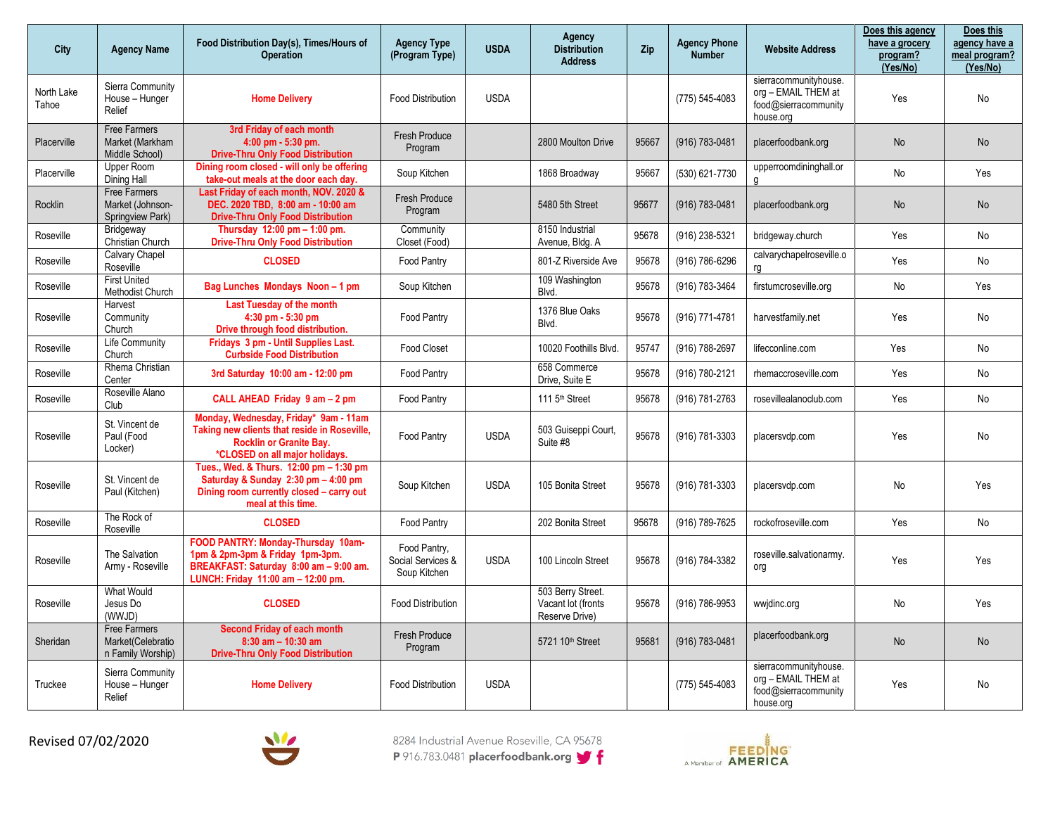| City | Agency Name | Food Distribution Day(s), Times/Hours of Operation | Agency Type (Program Type) | USDA | Agency Distribution Address | Zip | Agency Phone Number | Website Address | Does this agency have a grocery program? (Yes/No) | Does this agency have a meal program? (Yes/No) |
|---|---|---|---|---|---|---|---|---|---|---|
| North Lake Tahoe | Sierra Community House – Hunger Relief | **Home Delivery** | Food Distribution | USDA | | | (775) 545-4083 | sierracommunityhouse.org – EMAIL THEM at food@sierracommunityhouse.org | Yes | No |
| Placerville | Free Farmers Market (Markham Middle School) | **3rd Friday of each month 4:00 pm - 5:30 pm. Drive-Thru Only Food Distribution** | Fresh Produce Program | | 2800 Moulton Drive | 95667 | (916) 783-0481 | placerfoodbank.org | No | No |
| Placerville | Upper Room Dining Hall | **Dining room closed - will only be offering take-out meals at the door each day.** | Soup Kitchen | | 1868 Broadway | 95667 | (530) 621-7730 | upperroomdininghall.org | No | Yes |
| Rocklin | Free Farmers Market (Johnson-Springview Park) | **Last Friday of each month, NOV. 2020 & DEC. 2020 TBD, 8:00 am - 10:00 am Drive-Thru Only Food Distribution** | Fresh Produce Program | | 5480 5th Street | 95677 | (916) 783-0481 | placerfoodbank.org | No | No |
| Roseville | Bridgeway Christian Church | **Thursday 12:00 pm – 1:00 pm. Drive-Thru Only Food Distribution** | Community Closet (Food) | | 8150 Industrial Avenue, Bldg. A | 95678 | (916) 238-5321 | bridgeway.church | Yes | No |
| Roseville | Calvary Chapel Roseville | **CLOSED** | Food Pantry | | 801-Z Riverside Ave | 95678 | (916) 786-6296 | calvarychapelroseville.org | Yes | No |
| Roseville | First United Methodist Church | **Bag Lunches Mondays Noon – 1 pm** | Soup Kitchen | | 109 Washington Blvd. | 95678 | (916) 783-3464 | firstumcroseville.org | No | Yes |
| Roseville | Harvest Community Church | **Last Tuesday of the month 4:30 pm - 5:30 pm Drive through food distribution.** | Food Pantry | | 1376 Blue Oaks Blvd. | 95678 | (916) 771-4781 | harvestfamily.net | Yes | No |
| Roseville | Life Community Church | **Fridays 3 pm - Until Supplies Last. Curbside Food Distribution** | Food Closet | | 10020 Foothills Blvd. | 95747 | (916) 788-2697 | lifecconline.com | Yes | No |
| Roseville | Rhema Christian Center | **3rd Saturday 10:00 am - 12:00 pm** | Food Pantry | | 658 Commerce Drive, Suite E | 95678 | (916) 780-2121 | rhemaccroseville.com | Yes | No |
| Roseville | Roseville Alano Club | **CALL AHEAD Friday 9 am – 2 pm** | Food Pantry | | 111 5th Street | 95678 | (916) 781-2763 | rosevillealanoclub.com | Yes | No |
| Roseville | St. Vincent de Paul (Food Locker) | **Monday, Wednesday, Friday* 9am - 11am Taking new clients that reside in Roseville, Rocklin or Granite Bay. *CLOSED on all major holidays.** | Food Pantry | USDA | 503 Guiseppi Court, Suite #8 | 95678 | (916) 781-3303 | placersvdp.com | Yes | No |
| Roseville | St. Vincent de Paul (Kitchen) | **Tues., Wed. & Thurs. 12:00 pm – 1:30 pm Saturday & Sunday 2:30 pm – 4:00 pm Dining room currently closed – carry out meal at this time.** | Soup Kitchen | USDA | 105 Bonita Street | 95678 | (916) 781-3303 | placersvdp.com | No | Yes |
| Roseville | The Rock of Roseville | **CLOSED** | Food Pantry | | 202 Bonita Street | 95678 | (916) 789-7625 | rockofroseville.com | Yes | No |
| Roseville | The Salvation Army - Roseville | **FOOD PANTRY: Monday-Thursday 10am-1pm & 2pm-3pm & Friday 1pm-3pm. BREAKFAST: Saturday 8:00 am – 9:00 am. LUNCH: Friday 11:00 am – 12:00 pm.** | Food Pantry, Social Services & Soup Kitchen | USDA | 100 Lincoln Street | 95678 | (916) 784-3382 | roseville.salvationarmy.org | Yes | Yes |
| Roseville | What Would Jesus Do (WWJD) | **CLOSED** | Food Distribution | | 503 Berry Street. Vacant lot (fronts Reserve Drive) | 95678 | (916) 786-9953 | wwjdinc.org | No | Yes |
| Sheridan | Free Farmers Market(Celebration Family Worship) | **Second Friday of each month 8:30 am – 10:30 am Drive-Thru Only Food Distribution** | Fresh Produce Program | | 5721 10th Street | 95681 | (916) 783-0481 | placerfoodbank.org | No | No |
| Truckee | Sierra Community House – Hunger Relief | **Home Delivery** | Food Distribution | USDA | | | (775) 545-4083 | sierracommunityhouse.org – EMAIL THEM at food@sierracommunityhouse.org | Yes | No |

Revised 07/02/2020

8284 Industrial Avenue Roseville, CA 95678
P 916.783.0481 placerfoodbank.org

A Member of FEEDING AMERICA